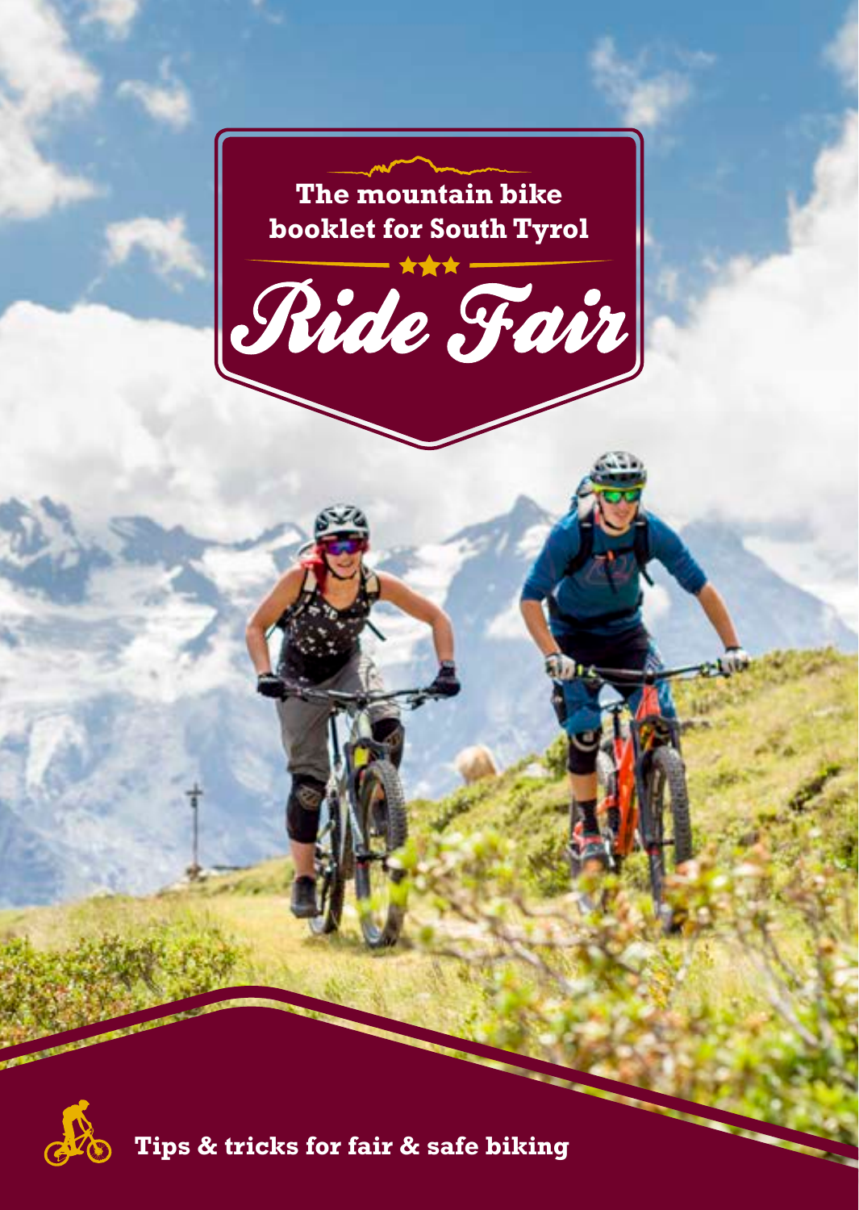The mountain bike booklet for South Tyrol

# Ride Fair

Tips & tricks for fair & safe biking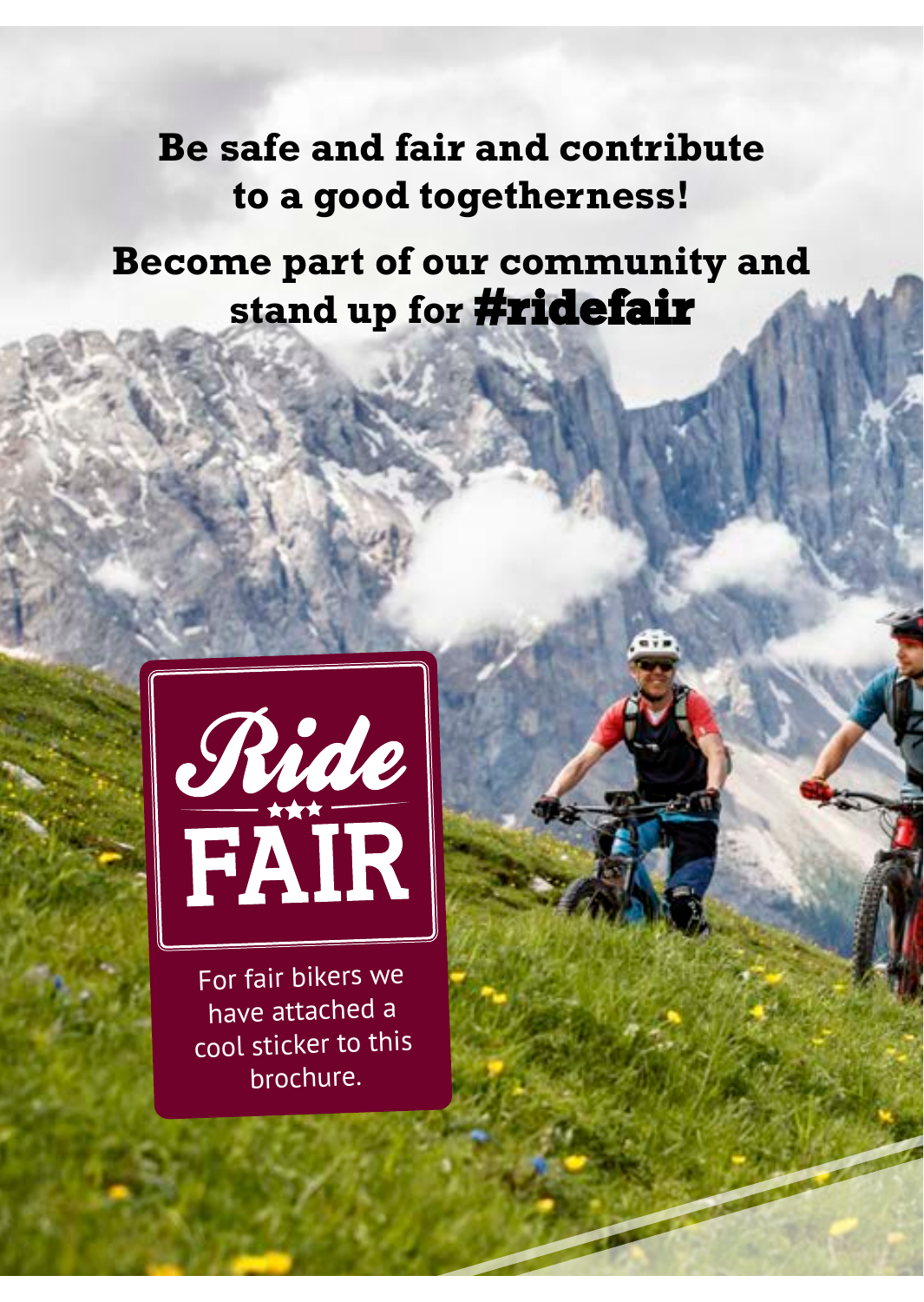**Be safe and fair and contribute to a good togetherness!**

**Become part of our community and stand up for #ridefair**

Ride FAIR

For fair bikers we have attached a cool sticker to this brochure.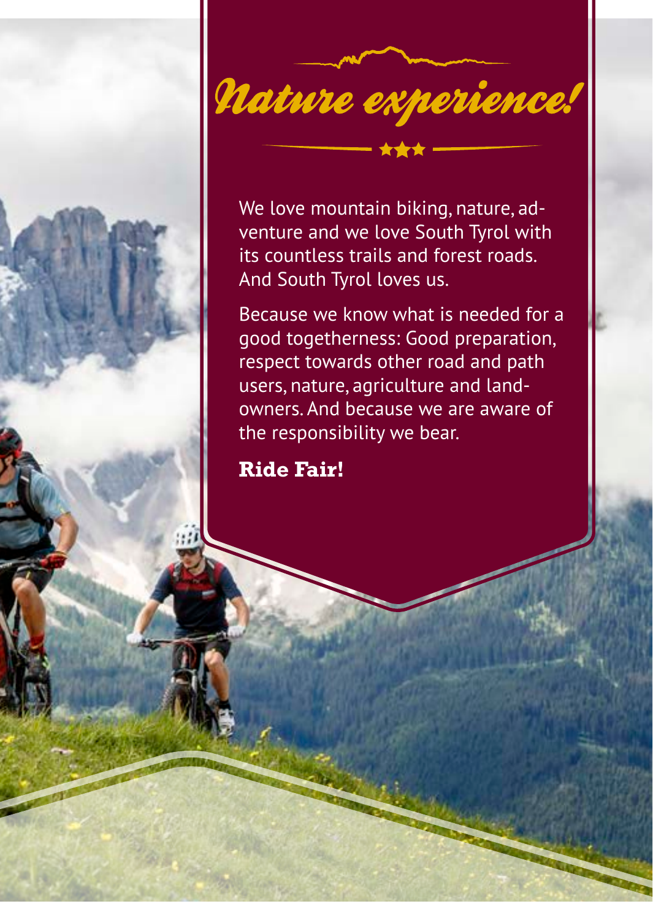# Nature experience!

We love mountain biking, nature, adventure and we love South Tyrol with its countless trails and forest roads. And South Tyrol loves us.

Because we know what is needed for a good togetherness: Good preparation, respect towards other road and path users, nature, agriculture and landowners. And because we are aware of the responsibility we bear.

**Ride Fair!**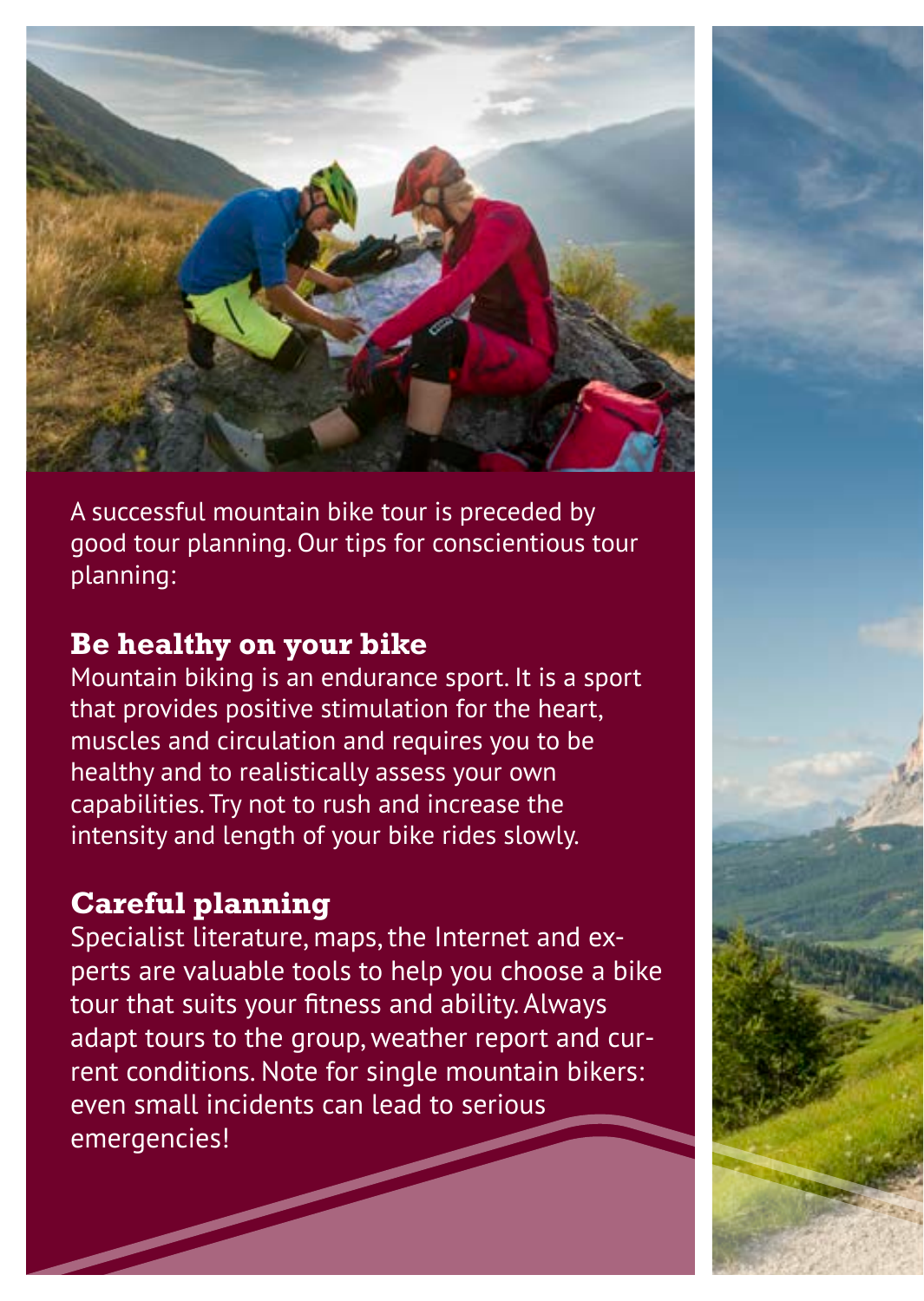A successful mountain bike tour is preceded by good tour planning. Our tips for conscientious tour planning:

## Be healthy on your bike

Mountain biking is an endurance sport. It is a sport that provides positive stimulation for the heart, muscles and circulation and requires you to be healthy and to realistically assess your own capabilities. Try not to rush and increase the intensity and length of your bike rides slowly.

## Careful planning

Specialist literature, maps, the Internet and experts are valuable tools to help you choose a bike tour that suits your fitness and ability. Always adapt tours to the group, weather report and current conditions. Note for single mountain bikers: even small incidents can lead to serious emergencies!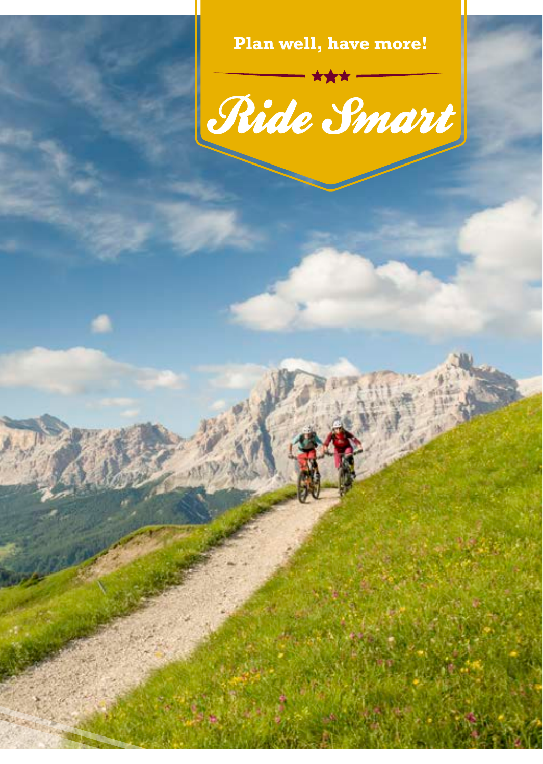Plan well, have more!

★★★

# Ride Smart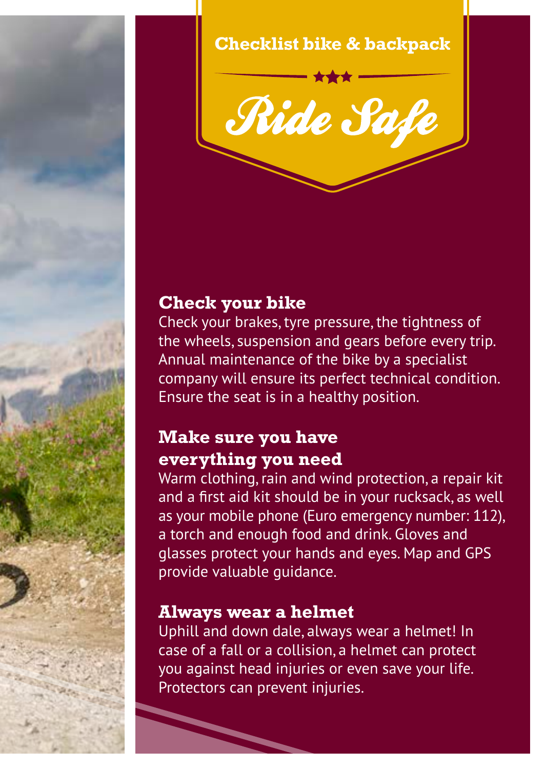Checklist bike & backpack

# Ride Safe

## Check your bike

Check your brakes, tyre pressure, the tightness of the wheels, suspension and gears before every trip. Annual maintenance of the bike by a specialist company will ensure its perfect technical condition. Ensure the seat is in a healthy position.

## Make sure you have everything you need

Warm clothing, rain and wind protection, a repair kit and a first aid kit should be in your rucksack, as well as your mobile phone (Euro emergency number: 112), a torch and enough food and drink. Gloves and glasses protect your hands and eyes. Map and GPS provide valuable guidance.

## Always wear a helmet

Uphill and down dale, always wear a helmet! In case of a fall or a collision, a helmet can protect you against head injuries or even save your life. Protectors can prevent injuries.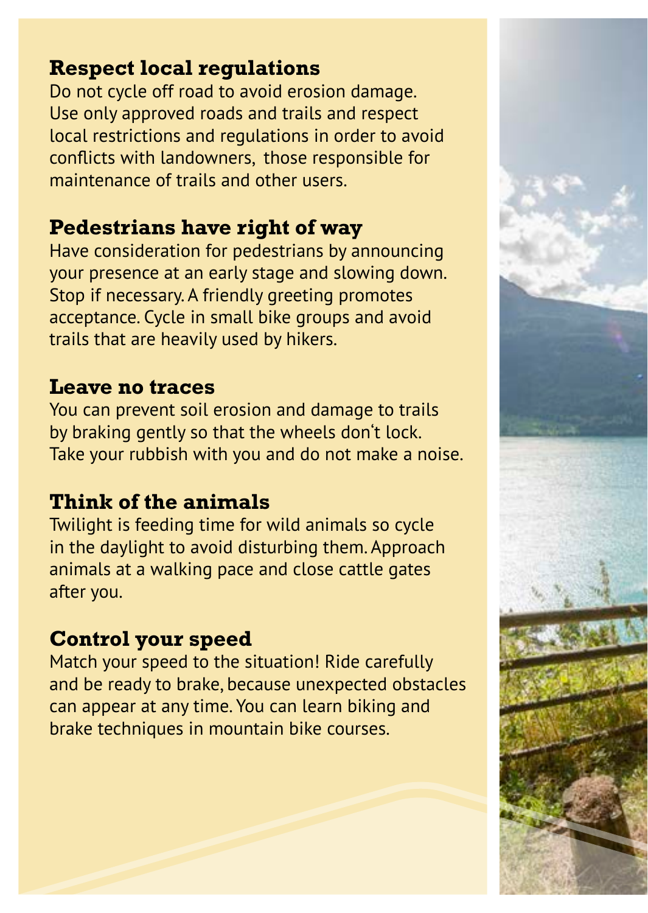## Respect local regulations

Do not cycle off road to avoid erosion damage. Use only approved roads and trails and respect local restrictions and regulations in order to avoid conflicts with landowners, those responsible for maintenance of trails and other users.

## Pedestrians have right of way

Have consideration for pedestrians by announcing your presence at an early stage and slowing down. Stop if necessary. A friendly greeting promotes acceptance. Cycle in small bike groups and avoid trails that are heavily used by hikers.

## Leave no traces

You can prevent soil erosion and damage to trails by braking gently so that the wheels don‘t lock. Take your rubbish with you and do not make a noise.

## Think of the animals

Twilight is feeding time for wild animals so cycle in the daylight to avoid disturbing them. Approach animals at a walking pace and close cattle gates after you.

## Control your speed

Match your speed to the situation! Ride carefully and be ready to brake, because unexpected obstacles can appear at any time. You can learn biking and brake techniques in mountain bike courses.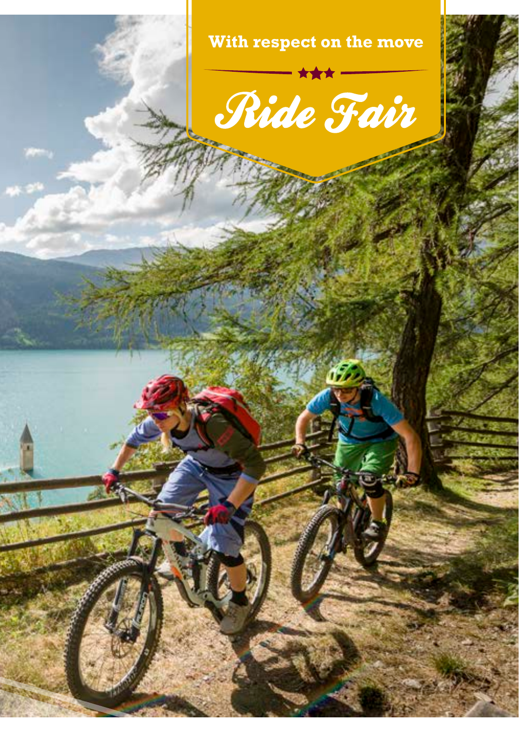With respect on the move

# Ride Fair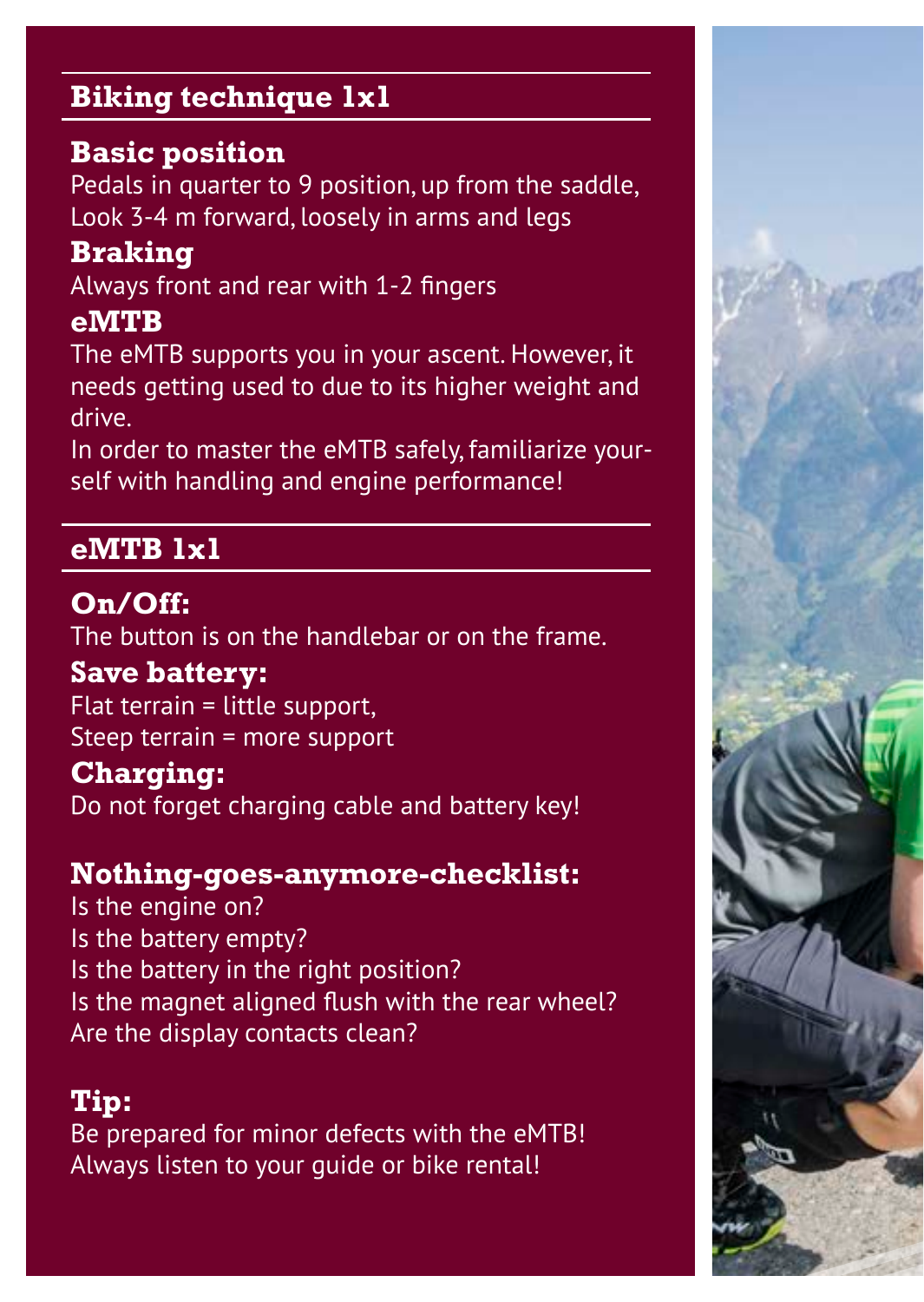## Biking technique 1x1

### Basic position

Pedals in quarter to 9 position, up from the saddle,
Look 3-4 m forward, loosely in arms and legs

### Braking

Always front and rear with 1-2 fingers

### eMTB

The eMTB supports you in your ascent. However, it needs getting used to due to its higher weight and drive.
In order to master the eMTB safely, familiarize yourself with handling and engine performance!

## eMTB 1x1

### On/Off:

The button is on the handlebar or on the frame.

### Save battery:

Flat terrain = little support,
Steep terrain = more support

### Charging:

Do not forget charging cable and battery key!

### Nothing-goes-anymore-checklist:

Is the engine on?
Is the battery empty?
Is the battery in the right position?
Is the magnet aligned flush with the rear wheel?
Are the display contacts clean?

### Tip:

Be prepared for minor defects with the eMTB!
Always listen to your guide or bike rental!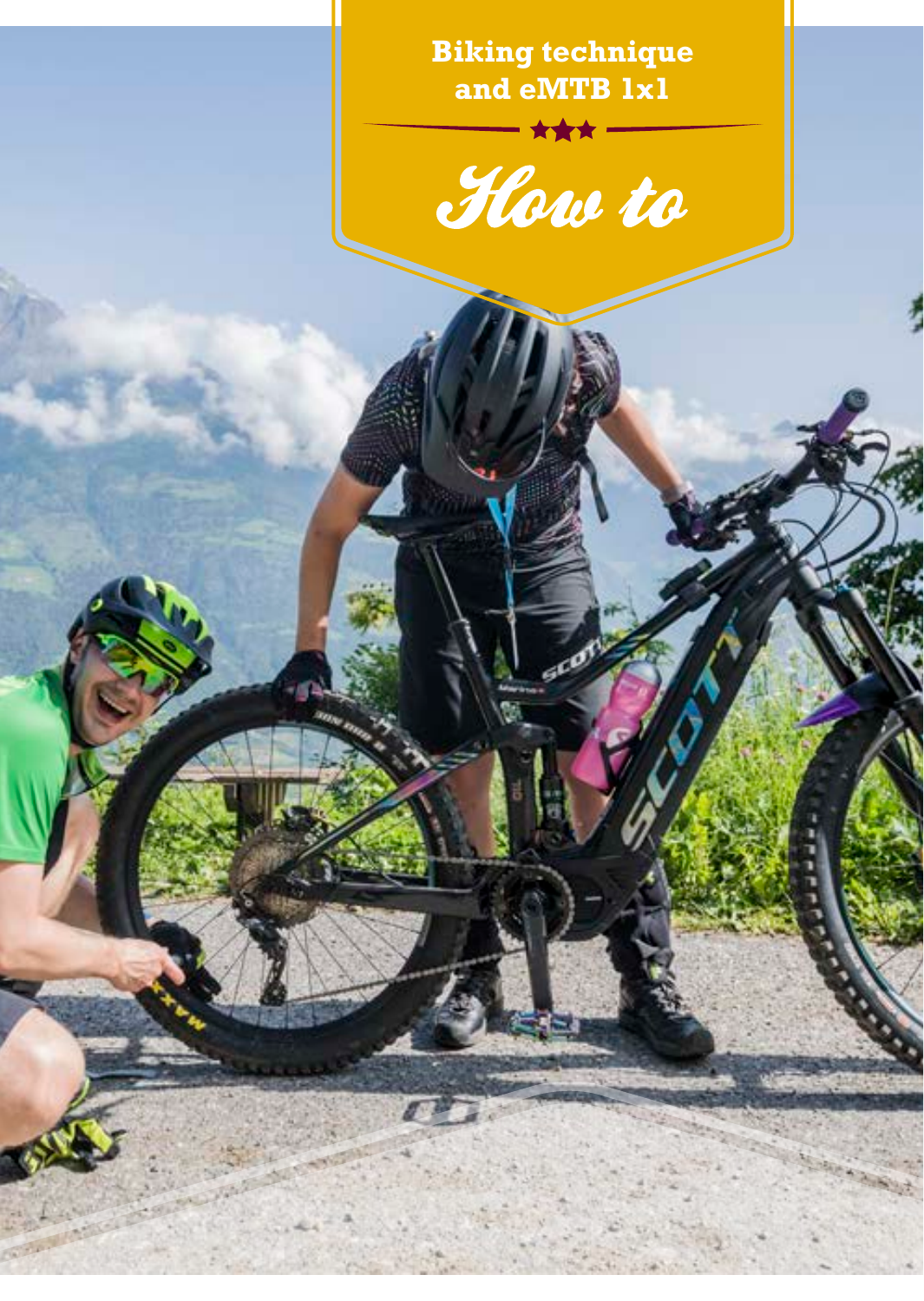**Biking technique and eMTB 1x1**

# *How to*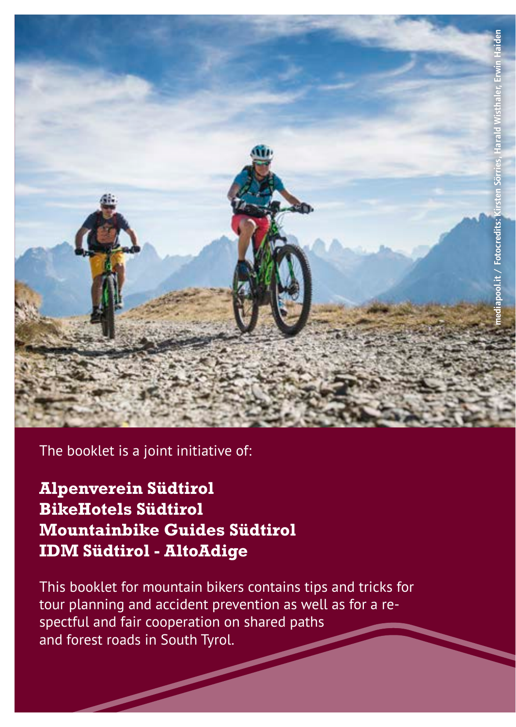mediapool.it / Fotocredits: Kirsten Sörries, Harald Wisthaler, Erwin Haiden

The booklet is a joint initiative of:

**Alpenverein Südtirol**
**BikeHotels Südtirol**
**Mountainbike Guides Südtirol**
**IDM Südtirol - AltoAdige**

This booklet for mountain bikers contains tips and tricks for tour planning and accident prevention as well as for a respectful and fair cooperation on shared paths and forest roads in South Tyrol.